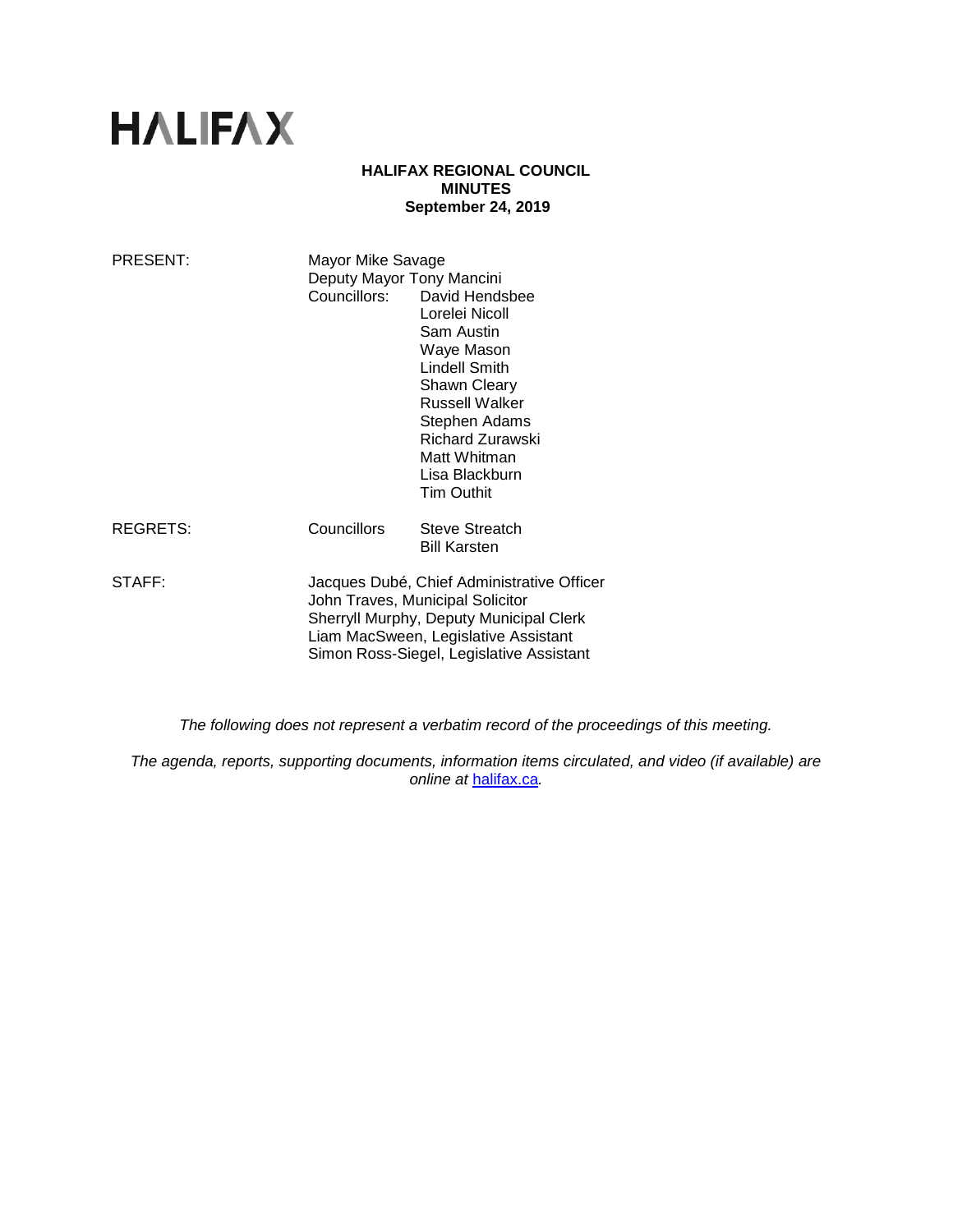# HALIFAX

**HALIFAX REGIONAL COUNCIL**
**MINUTES**
**September 24, 2019**

| | | |
|---|---|---|
| PRESENT: | Mayor Mike Savage | |
| | Deputy Mayor Tony Mancini | |
| | Councillors: | David Hendsbee |
| | | Lorelei Nicoll |
| | | Sam Austin |
| | | Waye Mason |
| | | Lindell Smith |
| | | Shawn Cleary |
| | | Russell Walker |
| | | Stephen Adams |
| | | Richard Zurawski |
| | | Matt Whitman |
| | | Lisa Blackburn |
| | | Tim Outhit |
| REGRETS: | Councillors | Steve Streatch |
| | | Bill Karsten |
| STAFF: | Jacques Dubé, Chief Administrative Officer | |
| | John Traves, Municipal Solicitor | |
| | Sherryll Murphy, Deputy Municipal Clerk | |
| | Liam MacSween, Legislative Assistant | |
| | Simon Ross-Siegel, Legislative Assistant | |

*The following does not represent a verbatim record of the proceedings of this meeting.*

*The agenda, reports, supporting documents, information items circulated, and video (if available) are online at [halifax.ca](halifax.ca).*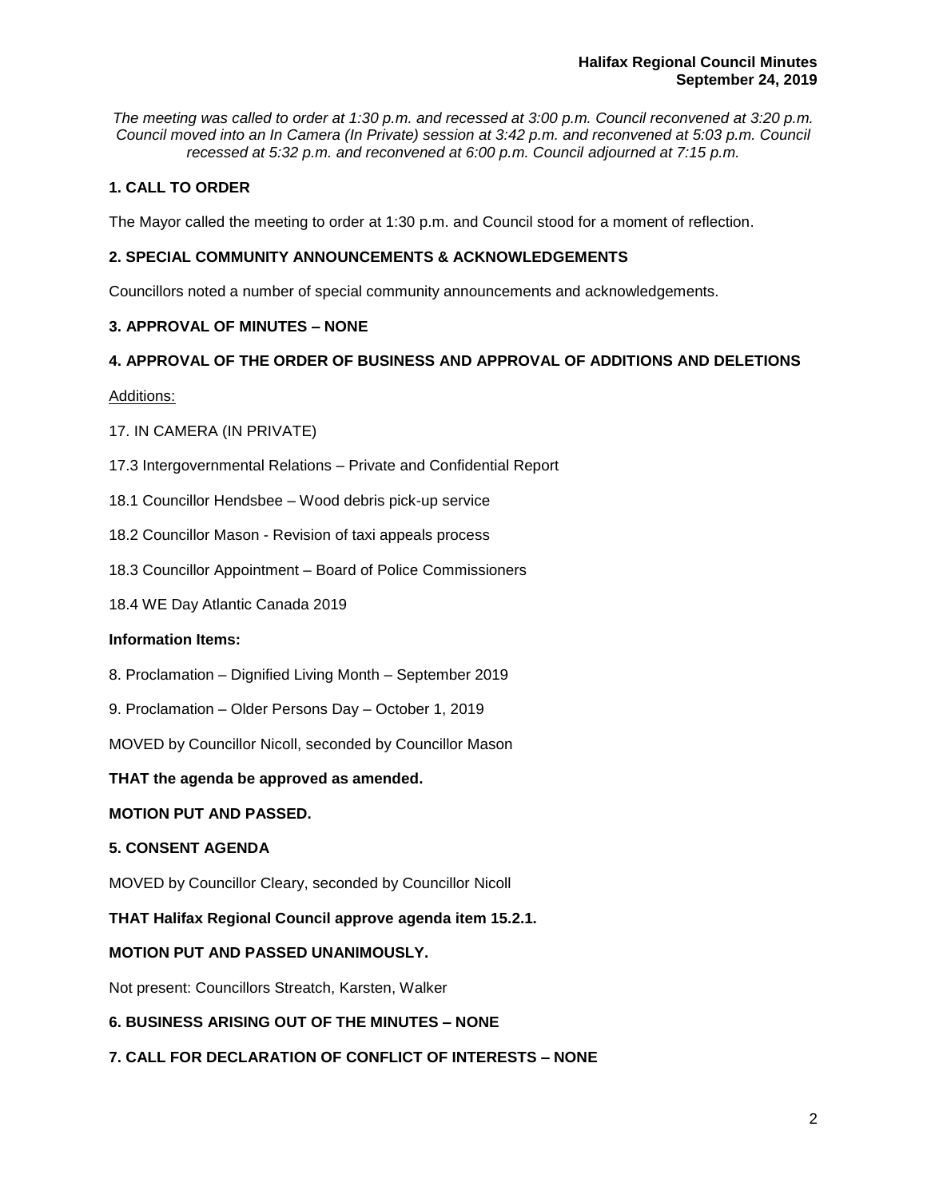*The meeting was called to order at 1:30 p.m. and recessed at 3:00 p.m. Council reconvened at 3:20 p.m. Council moved into an In Camera (In Private) session at 3:42 p.m. and reconvened at 5:03 p.m. Council recessed at 5:32 p.m. and reconvened at 6:00 p.m. Council adjourned at 7:15 p.m.*

## 1. CALL TO ORDER

The Mayor called the meeting to order at 1:30 p.m. and Council stood for a moment of reflection.

## 2. SPECIAL COMMUNITY ANNOUNCEMENTS & ACKNOWLEDGEMENTS

Councillors noted a number of special community announcements and acknowledgements.

## 3. APPROVAL OF MINUTES – NONE

## 4. APPROVAL OF THE ORDER OF BUSINESS AND APPROVAL OF ADDITIONS AND DELETIONS

Additions:

17. IN CAMERA (IN PRIVATE)

17.3 Intergovernmental Relations – Private and Confidential Report

18.1 Councillor Hendsbee – Wood debris pick-up service

18.2 Councillor Mason - Revision of taxi appeals process

18.3 Councillor Appointment – Board of Police Commissioners

18.4 WE Day Atlantic Canada 2019

**Information Items:**

8. Proclamation – Dignified Living Month – September 2019

9. Proclamation – Older Persons Day – October 1, 2019

MOVED by Councillor Nicoll, seconded by Councillor Mason

**THAT the agenda be approved as amended.**

**MOTION PUT AND PASSED.**

## 5. CONSENT AGENDA

MOVED by Councillor Cleary, seconded by Councillor Nicoll

**THAT Halifax Regional Council approve agenda item 15.2.1.**

**MOTION PUT AND PASSED UNANIMOUSLY.**

Not present: Councillors Streatch, Karsten, Walker

## 6. BUSINESS ARISING OUT OF THE MINUTES – NONE

## 7. CALL FOR DECLARATION OF CONFLICT OF INTERESTS – NONE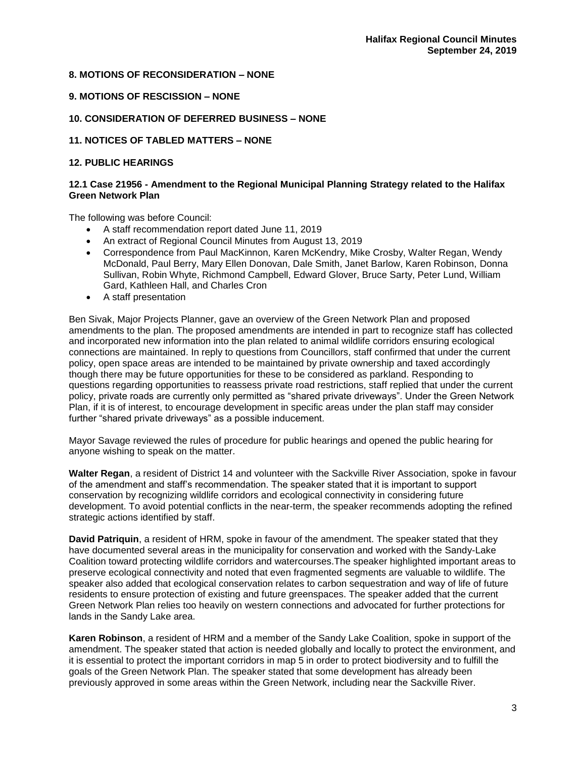## 8. MOTIONS OF RECONSIDERATION – NONE

## 9. MOTIONS OF RESCISSION – NONE

## 10. CONSIDERATION OF DEFERRED BUSINESS – NONE

## 11. NOTICES OF TABLED MATTERS – NONE

## 12. PUBLIC HEARINGS

### 12.1 Case 21956 - Amendment to the Regional Municipal Planning Strategy related to the Halifax Green Network Plan

The following was before Council:

- A staff recommendation report dated June 11, 2019
- An extract of Regional Council Minutes from August 13, 2019
- Correspondence from Paul MacKinnon, Karen McKendry, Mike Crosby, Walter Regan, Wendy McDonald, Paul Berry, Mary Ellen Donovan, Dale Smith, Janet Barlow, Karen Robinson, Donna Sullivan, Robin Whyte, Richmond Campbell, Edward Glover, Bruce Sarty, Peter Lund, William Gard, Kathleen Hall, and Charles Cron
- A staff presentation

Ben Sivak, Major Projects Planner, gave an overview of the Green Network Plan and proposed amendments to the plan. The proposed amendments are intended in part to recognize staff has collected and incorporated new information into the plan related to animal wildlife corridors ensuring ecological connections are maintained. In reply to questions from Councillors, staff confirmed that under the current policy, open space areas are intended to be maintained by private ownership and taxed accordingly though there may be future opportunities for these to be considered as parkland. Responding to questions regarding opportunities to reassess private road restrictions, staff replied that under the current policy, private roads are currently only permitted as "shared private driveways". Under the Green Network Plan, if it is of interest, to encourage development in specific areas under the plan staff may consider further "shared private driveways" as a possible inducement.

Mayor Savage reviewed the rules of procedure for public hearings and opened the public hearing for anyone wishing to speak on the matter.

**Walter Regan**, a resident of District 14 and volunteer with the Sackville River Association, spoke in favour of the amendment and staff's recommendation. The speaker stated that it is important to support conservation by recognizing wildlife corridors and ecological connectivity in considering future development. To avoid potential conflicts in the near-term, the speaker recommends adopting the refined strategic actions identified by staff.

**David Patriquin**, a resident of HRM, spoke in favour of the amendment. The speaker stated that they have documented several areas in the municipality for conservation and worked with the Sandy-Lake Coalition toward protecting wildlife corridors and watercourses.The speaker highlighted important areas to preserve ecological connectivity and noted that even fragmented segments are valuable to wildlife. The speaker also added that ecological conservation relates to carbon sequestration and way of life of future residents to ensure protection of existing and future greenspaces. The speaker added that the current Green Network Plan relies too heavily on western connections and advocated for further protections for lands in the Sandy Lake area.

**Karen Robinson**, a resident of HRM and a member of the Sandy Lake Coalition, spoke in support of the amendment. The speaker stated that action is needed globally and locally to protect the environment, and it is essential to protect the important corridors in map 5 in order to protect biodiversity and to fulfill the goals of the Green Network Plan. The speaker stated that some development has already been previously approved in some areas within the Green Network, including near the Sackville River.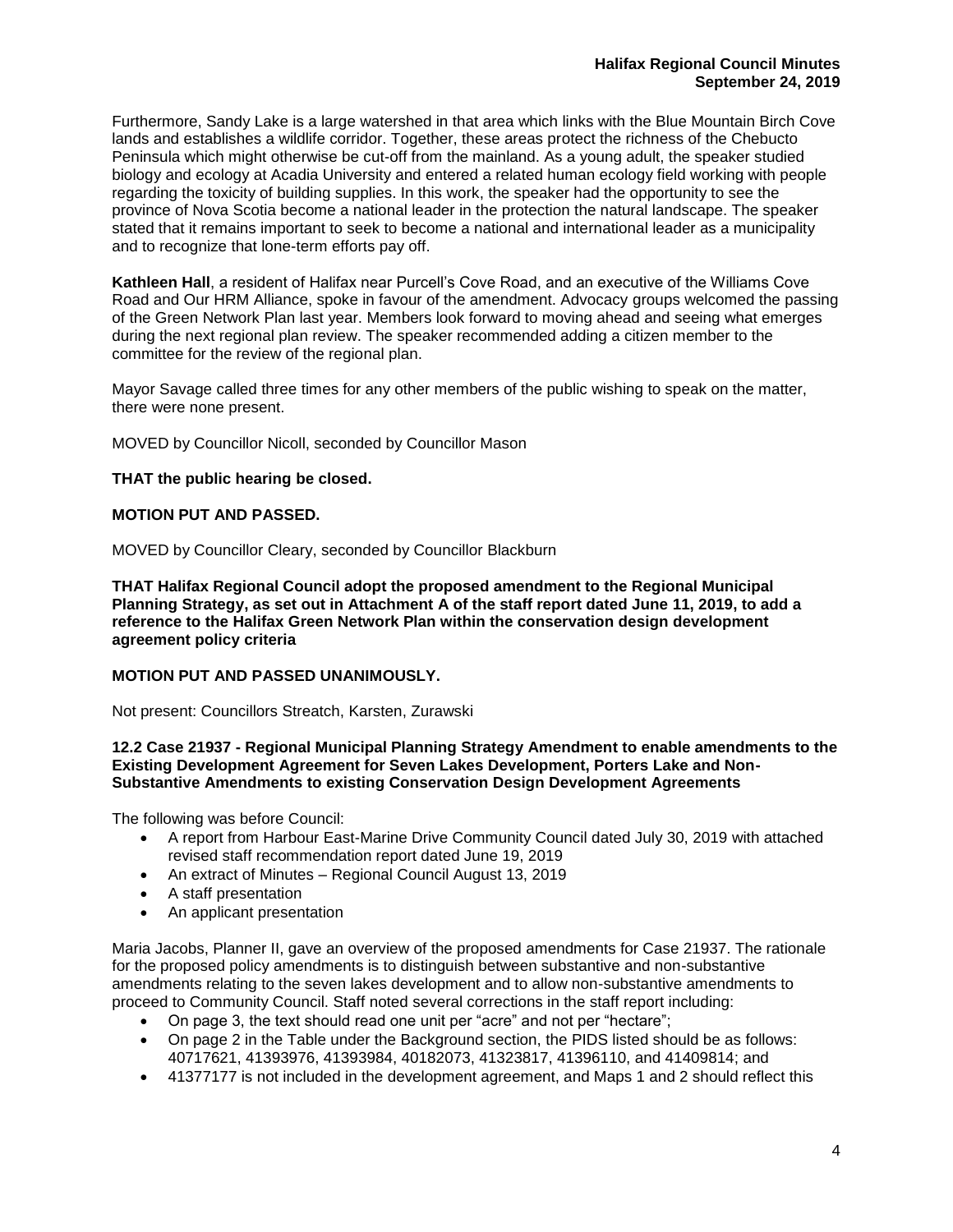Furthermore, Sandy Lake is a large watershed in that area which links with the Blue Mountain Birch Cove lands and establishes a wildlife corridor. Together, these areas protect the richness of the Chebucto Peninsula which might otherwise be cut-off from the mainland. As a young adult, the speaker studied biology and ecology at Acadia University and entered a related human ecology field working with people regarding the toxicity of building supplies. In this work, the speaker had the opportunity to see the province of Nova Scotia become a national leader in the protection the natural landscape. The speaker stated that it remains important to seek to become a national and international leader as a municipality and to recognize that lone-term efforts pay off.

**Kathleen Hall**, a resident of Halifax near Purcell's Cove Road, and an executive of the Williams Cove Road and Our HRM Alliance, spoke in favour of the amendment. Advocacy groups welcomed the passing of the Green Network Plan last year. Members look forward to moving ahead and seeing what emerges during the next regional plan review. The speaker recommended adding a citizen member to the committee for the review of the regional plan.

Mayor Savage called three times for any other members of the public wishing to speak on the matter, there were none present.

MOVED by Councillor Nicoll, seconded by Councillor Mason

**THAT the public hearing be closed.**

**MOTION PUT AND PASSED.**

MOVED by Councillor Cleary, seconded by Councillor Blackburn

**THAT Halifax Regional Council adopt the proposed amendment to the Regional Municipal Planning Strategy, as set out in Attachment A of the staff report dated June 11, 2019, to add a reference to the Halifax Green Network Plan within the conservation design development agreement policy criteria**

**MOTION PUT AND PASSED UNANIMOUSLY.**

Not present: Councillors Streatch, Karsten, Zurawski

**12.2 Case 21937 - Regional Municipal Planning Strategy Amendment to enable amendments to the Existing Development Agreement for Seven Lakes Development, Porters Lake and Non-Substantive Amendments to existing Conservation Design Development Agreements**

The following was before Council:

- A report from Harbour East-Marine Drive Community Council dated July 30, 2019 with attached revised staff recommendation report dated June 19, 2019
- An extract of Minutes – Regional Council August 13, 2019
- A staff presentation
- An applicant presentation

Maria Jacobs, Planner II, gave an overview of the proposed amendments for Case 21937. The rationale for the proposed policy amendments is to distinguish between substantive and non-substantive amendments relating to the seven lakes development and to allow non-substantive amendments to proceed to Community Council. Staff noted several corrections in the staff report including:

- On page 3, the text should read one unit per "acre" and not per "hectare";
- On page 2 in the Table under the Background section, the PIDS listed should be as follows: 40717621, 41393976, 41393984, 40182073, 41323817, 41396110, and 41409814; and
- 41377177 is not included in the development agreement, and Maps 1 and 2 should reflect this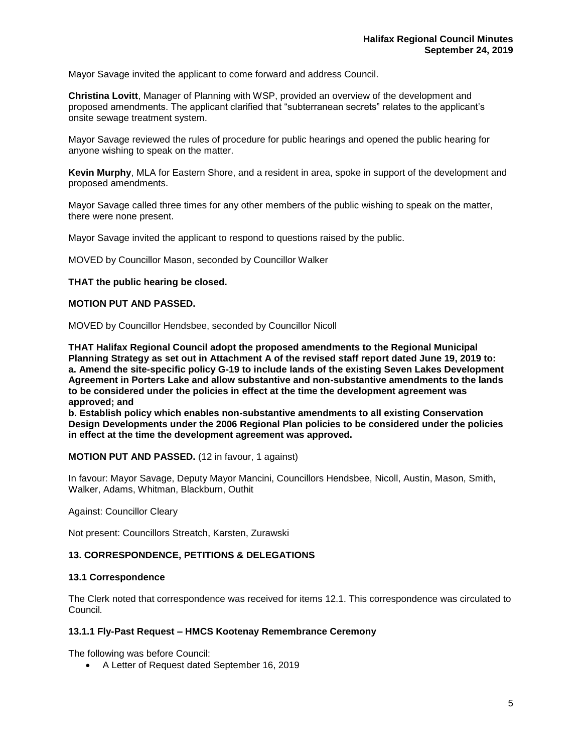Mayor Savage invited the applicant to come forward and address Council.

**Christina Lovitt**, Manager of Planning with WSP, provided an overview of the development and proposed amendments. The applicant clarified that "subterranean secrets" relates to the applicant's onsite sewage treatment system.

Mayor Savage reviewed the rules of procedure for public hearings and opened the public hearing for anyone wishing to speak on the matter.

**Kevin Murphy**, MLA for Eastern Shore, and a resident in area, spoke in support of the development and proposed amendments.

Mayor Savage called three times for any other members of the public wishing to speak on the matter, there were none present.

Mayor Savage invited the applicant to respond to questions raised by the public.

MOVED by Councillor Mason, seconded by Councillor Walker

**THAT the public hearing be closed.**

**MOTION PUT AND PASSED.**

MOVED by Councillor Hendsbee, seconded by Councillor Nicoll

**THAT Halifax Regional Council adopt the proposed amendments to the Regional Municipal Planning Strategy as set out in Attachment A of the revised staff report dated June 19, 2019 to:**
**a. Amend the site-specific policy G-19 to include lands of the existing Seven Lakes Development Agreement in Porters Lake and allow substantive and non-substantive amendments to the lands to be considered under the policies in effect at the time the development agreement was approved; and**
**b. Establish policy which enables non-substantive amendments to all existing Conservation Design Developments under the 2006 Regional Plan policies to be considered under the policies in effect at the time the development agreement was approved.**

**MOTION PUT AND PASSED.** (12 in favour, 1 against)

In favour: Mayor Savage, Deputy Mayor Mancini, Councillors Hendsbee, Nicoll, Austin, Mason, Smith, Walker, Adams, Whitman, Blackburn, Outhit

Against: Councillor Cleary

Not present: Councillors Streatch, Karsten, Zurawski

### 13. CORRESPONDENCE, PETITIONS & DELEGATIONS

#### 13.1 Correspondence

The Clerk noted that correspondence was received for items 12.1. This correspondence was circulated to Council.

#### 13.1.1 Fly-Past Request – HMCS Kootenay Remembrance Ceremony

The following was before Council:

- A Letter of Request dated September 16, 2019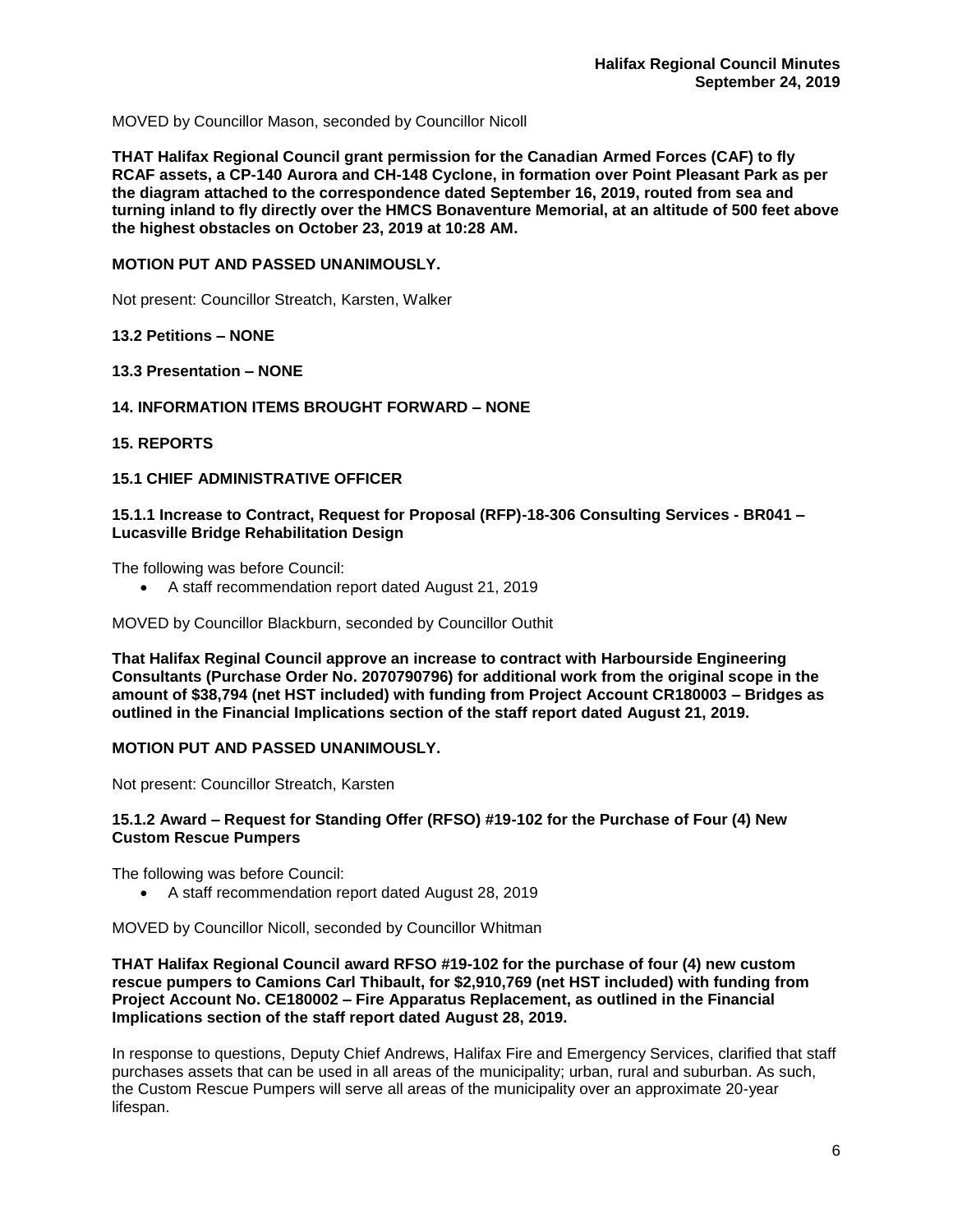MOVED by Councillor Mason, seconded by Councillor Nicoll

**THAT Halifax Regional Council grant permission for the Canadian Armed Forces (CAF) to fly RCAF assets, a CP-140 Aurora and CH-148 Cyclone, in formation over Point Pleasant Park as per the diagram attached to the correspondence dated September 16, 2019, routed from sea and turning inland to fly directly over the HMCS Bonaventure Memorial, at an altitude of 500 feet above the highest obstacles on October 23, 2019 at 10:28 AM.**

**MOTION PUT AND PASSED UNANIMOUSLY.**

Not present: Councillor Streatch, Karsten, Walker

**13.2 Petitions – NONE**

**13.3 Presentation – NONE**

**14. INFORMATION ITEMS BROUGHT FORWARD – NONE**

**15. REPORTS**

**15.1 CHIEF ADMINISTRATIVE OFFICER**

**15.1.1 Increase to Contract, Request for Proposal (RFP)-18-306 Consulting Services - BR041 – Lucasville Bridge Rehabilitation Design**

The following was before Council:

- A staff recommendation report dated August 21, 2019

MOVED by Councillor Blackburn, seconded by Councillor Outhit

**That Halifax Reginal Council approve an increase to contract with Harbourside Engineering Consultants (Purchase Order No. 2070790796) for additional work from the original scope in the amount of $38,794 (net HST included) with funding from Project Account CR180003 – Bridges as outlined in the Financial Implications section of the staff report dated August 21, 2019.**

**MOTION PUT AND PASSED UNANIMOUSLY.**

Not present: Councillor Streatch, Karsten

**15.1.2 Award – Request for Standing Offer (RFSO) #19-102 for the Purchase of Four (4) New Custom Rescue Pumpers**

The following was before Council:

- A staff recommendation report dated August 28, 2019

MOVED by Councillor Nicoll, seconded by Councillor Whitman

**THAT Halifax Regional Council award RFSO #19-102 for the purchase of four (4) new custom rescue pumpers to Camions Carl Thibault, for $2,910,769 (net HST included) with funding from Project Account No. CE180002 – Fire Apparatus Replacement, as outlined in the Financial Implications section of the staff report dated August 28, 2019.**

In response to questions, Deputy Chief Andrews, Halifax Fire and Emergency Services, clarified that staff purchases assets that can be used in all areas of the municipality; urban, rural and suburban. As such, the Custom Rescue Pumpers will serve all areas of the municipality over an approximate 20-year lifespan.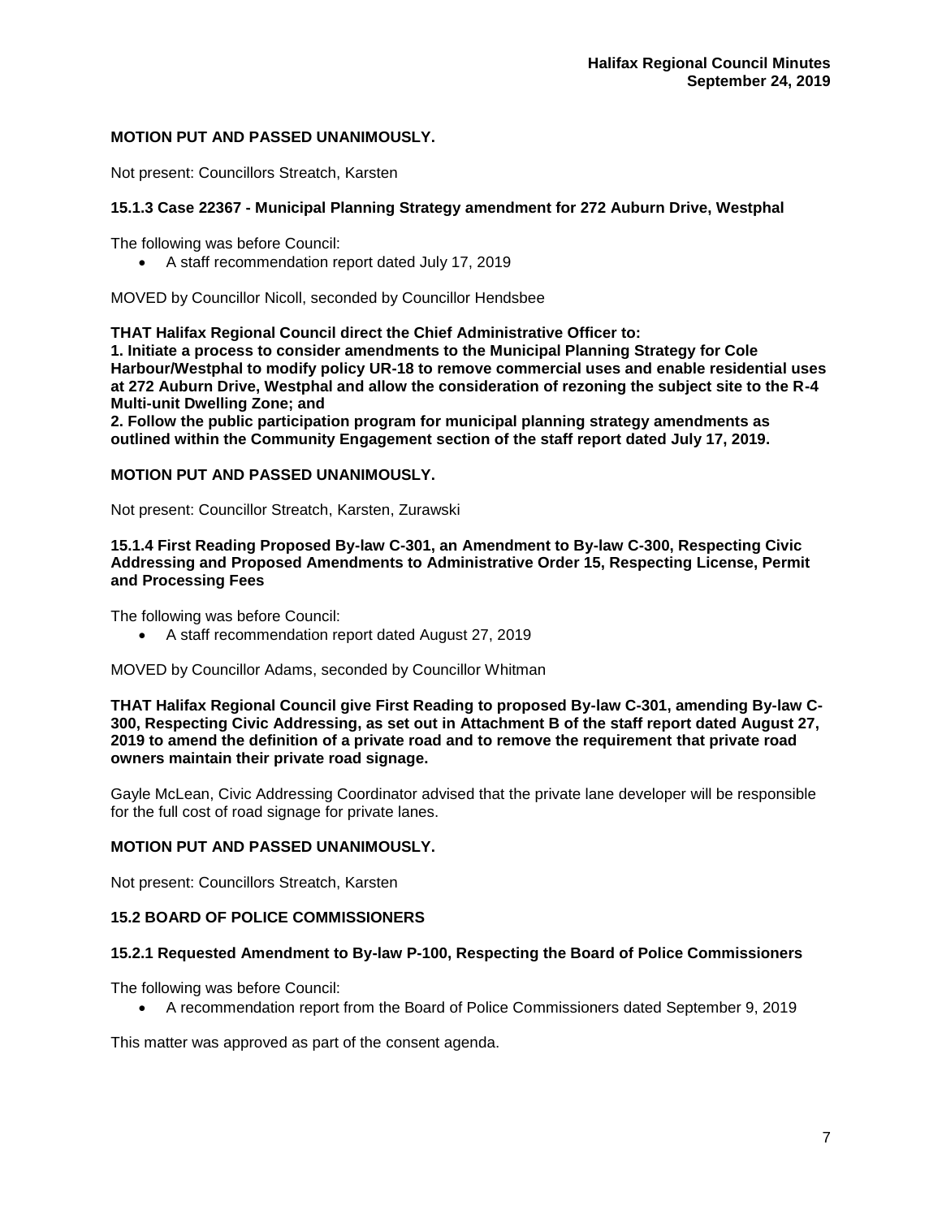**MOTION PUT AND PASSED UNANIMOUSLY.**

Not present: Councillors Streatch, Karsten

**15.1.3 Case 22367 - Municipal Planning Strategy amendment for 272 Auburn Drive, Westphal**

The following was before Council:

- A staff recommendation report dated July 17, 2019

MOVED by Councillor Nicoll, seconded by Councillor Hendsbee

**THAT Halifax Regional Council direct the Chief Administrative Officer to:**
**1. Initiate a process to consider amendments to the Municipal Planning Strategy for Cole Harbour/Westphal to modify policy UR-18 to remove commercial uses and enable residential uses at 272 Auburn Drive, Westphal and allow the consideration of rezoning the subject site to the R-4 Multi-unit Dwelling Zone; and**
**2. Follow the public participation program for municipal planning strategy amendments as outlined within the Community Engagement section of the staff report dated July 17, 2019.**

**MOTION PUT AND PASSED UNANIMOUSLY.**

Not present: Councillor Streatch, Karsten, Zurawski

**15.1.4 First Reading Proposed By-law C-301, an Amendment to By-law C-300, Respecting Civic Addressing and Proposed Amendments to Administrative Order 15, Respecting License, Permit and Processing Fees**

The following was before Council:

- A staff recommendation report dated August 27, 2019

MOVED by Councillor Adams, seconded by Councillor Whitman

**THAT Halifax Regional Council give First Reading to proposed By-law C-301, amending By-law C-300, Respecting Civic Addressing, as set out in Attachment B of the staff report dated August 27, 2019 to amend the definition of a private road and to remove the requirement that private road owners maintain their private road signage.**

Gayle McLean, Civic Addressing Coordinator advised that the private lane developer will be responsible for the full cost of road signage for private lanes.

**MOTION PUT AND PASSED UNANIMOUSLY.**

Not present: Councillors Streatch, Karsten

**15.2 BOARD OF POLICE COMMISSIONERS**

**15.2.1 Requested Amendment to By-law P-100, Respecting the Board of Police Commissioners**

The following was before Council:

- A recommendation report from the Board of Police Commissioners dated September 9, 2019

This matter was approved as part of the consent agenda.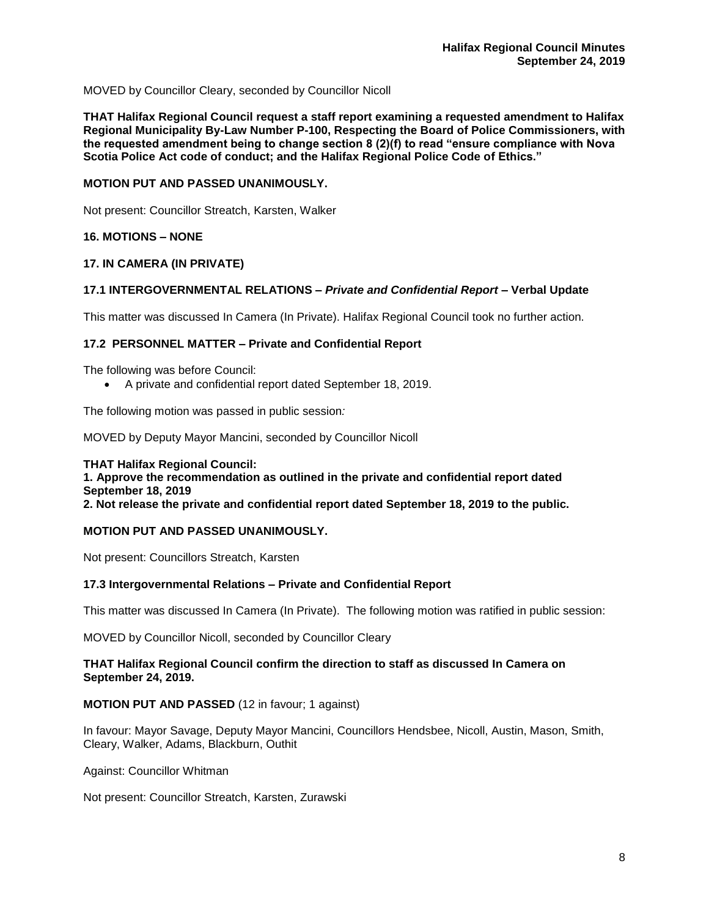MOVED by Councillor Cleary, seconded by Councillor Nicoll

**THAT Halifax Regional Council request a staff report examining a requested amendment to Halifax Regional Municipality By-Law Number P-100, Respecting the Board of Police Commissioners, with the requested amendment being to change section 8 (2)(f) to read "ensure compliance with Nova Scotia Police Act code of conduct; and the Halifax Regional Police Code of Ethics."**

**MOTION PUT AND PASSED UNANIMOUSLY.**

Not present: Councillor Streatch, Karsten, Walker

## 16. MOTIONS – NONE

## 17. IN CAMERA (IN PRIVATE)

### 17.1 INTERGOVERNMENTAL RELATIONS – *Private and Confidential Report* – Verbal Update

This matter was discussed In Camera (In Private). Halifax Regional Council took no further action.

### 17.2 PERSONNEL MATTER – Private and Confidential Report

The following was before Council:

- A private and confidential report dated September 18, 2019.

The following motion was passed in public session*:*

MOVED by Deputy Mayor Mancini, seconded by Councillor Nicoll

**THAT Halifax Regional Council:**
**1. Approve the recommendation as outlined in the private and confidential report dated September 18, 2019**
**2. Not release the private and confidential report dated September 18, 2019 to the public.**

**MOTION PUT AND PASSED UNANIMOUSLY.**

Not present: Councillors Streatch, Karsten

### 17.3 Intergovernmental Relations – Private and Confidential Report

This matter was discussed In Camera (In Private). The following motion was ratified in public session:

MOVED by Councillor Nicoll, seconded by Councillor Cleary

**THAT Halifax Regional Council confirm the direction to staff as discussed In Camera on September 24, 2019.**

**MOTION PUT AND PASSED** (12 in favour; 1 against)

In favour: Mayor Savage, Deputy Mayor Mancini, Councillors Hendsbee, Nicoll, Austin, Mason, Smith, Cleary, Walker, Adams, Blackburn, Outhit

Against: Councillor Whitman

Not present: Councillor Streatch, Karsten, Zurawski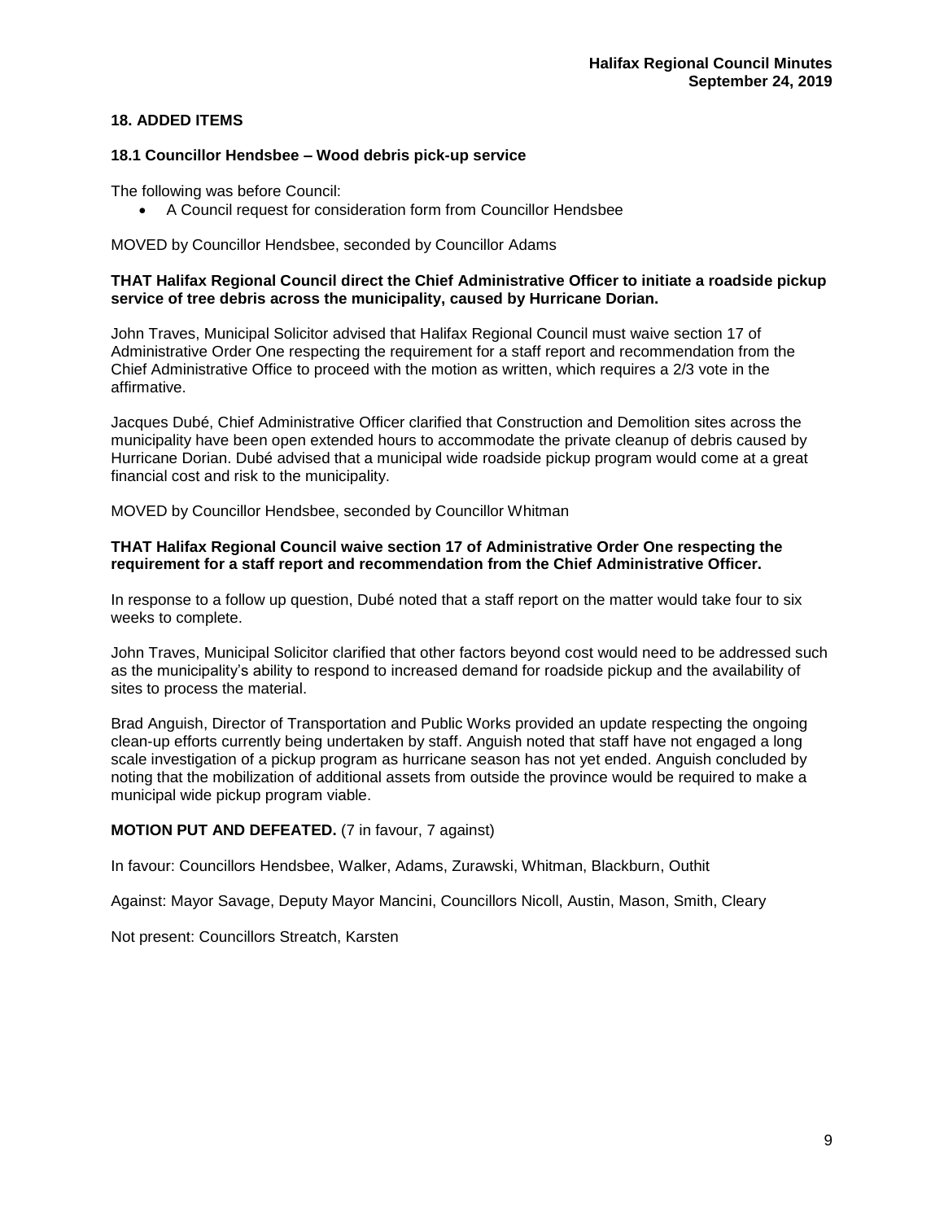## 18. ADDED ITEMS

### 18.1 Councillor Hendsbee – Wood debris pick-up service

The following was before Council:

- A Council request for consideration form from Councillor Hendsbee

MOVED by Councillor Hendsbee, seconded by Councillor Adams

**THAT Halifax Regional Council direct the Chief Administrative Officer to initiate a roadside pickup service of tree debris across the municipality, caused by Hurricane Dorian.**

John Traves, Municipal Solicitor advised that Halifax Regional Council must waive section 17 of Administrative Order One respecting the requirement for a staff report and recommendation from the Chief Administrative Office to proceed with the motion as written, which requires a 2/3 vote in the affirmative.

Jacques Dubé, Chief Administrative Officer clarified that Construction and Demolition sites across the municipality have been open extended hours to accommodate the private cleanup of debris caused by Hurricane Dorian. Dubé advised that a municipal wide roadside pickup program would come at a great financial cost and risk to the municipality.

MOVED by Councillor Hendsbee, seconded by Councillor Whitman

**THAT Halifax Regional Council waive section 17 of Administrative Order One respecting the requirement for a staff report and recommendation from the Chief Administrative Officer.**

In response to a follow up question, Dubé noted that a staff report on the matter would take four to six weeks to complete.

John Traves, Municipal Solicitor clarified that other factors beyond cost would need to be addressed such as the municipality's ability to respond to increased demand for roadside pickup and the availability of sites to process the material.

Brad Anguish, Director of Transportation and Public Works provided an update respecting the ongoing clean-up efforts currently being undertaken by staff. Anguish noted that staff have not engaged a long scale investigation of a pickup program as hurricane season has not yet ended. Anguish concluded by noting that the mobilization of additional assets from outside the province would be required to make a municipal wide pickup program viable.

**MOTION PUT AND DEFEATED.** (7 in favour, 7 against)

In favour: Councillors Hendsbee, Walker, Adams, Zurawski, Whitman, Blackburn, Outhit

Against: Mayor Savage, Deputy Mayor Mancini, Councillors Nicoll, Austin, Mason, Smith, Cleary

Not present: Councillors Streatch, Karsten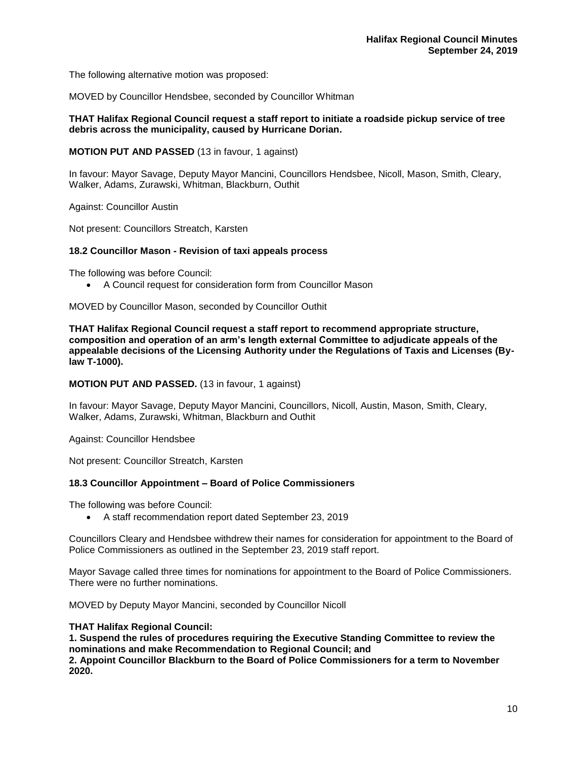The following alternative motion was proposed:

MOVED by Councillor Hendsbee, seconded by Councillor Whitman

**THAT Halifax Regional Council request a staff report to initiate a roadside pickup service of tree debris across the municipality, caused by Hurricane Dorian.**

**MOTION PUT AND PASSED** (13 in favour, 1 against)

In favour: Mayor Savage, Deputy Mayor Mancini, Councillors Hendsbee, Nicoll, Mason, Smith, Cleary, Walker, Adams, Zurawski, Whitman, Blackburn, Outhit

Against: Councillor Austin

Not present: Councillors Streatch, Karsten

### 18.2 Councillor Mason - Revision of taxi appeals process

The following was before Council:

- A Council request for consideration form from Councillor Mason

MOVED by Councillor Mason, seconded by Councillor Outhit

**THAT Halifax Regional Council request a staff report to recommend appropriate structure, composition and operation of an arm's length external Committee to adjudicate appeals of the appealable decisions of the Licensing Authority under the Regulations of Taxis and Licenses (By-law T-1000).**

**MOTION PUT AND PASSED.** (13 in favour, 1 against)

In favour: Mayor Savage, Deputy Mayor Mancini, Councillors, Nicoll, Austin, Mason, Smith, Cleary, Walker, Adams, Zurawski, Whitman, Blackburn and Outhit

Against: Councillor Hendsbee

Not present: Councillor Streatch, Karsten

### 18.3 Councillor Appointment – Board of Police Commissioners

The following was before Council:

- A staff recommendation report dated September 23, 2019

Councillors Cleary and Hendsbee withdrew their names for consideration for appointment to the Board of Police Commissioners as outlined in the September 23, 2019 staff report.

Mayor Savage called three times for nominations for appointment to the Board of Police Commissioners. There were no further nominations.

MOVED by Deputy Mayor Mancini, seconded by Councillor Nicoll

**THAT Halifax Regional Council:**
**1. Suspend the rules of procedures requiring the Executive Standing Committee to review the nominations and make Recommendation to Regional Council; and**
**2. Appoint Councillor Blackburn to the Board of Police Commissioners for a term to November 2020.**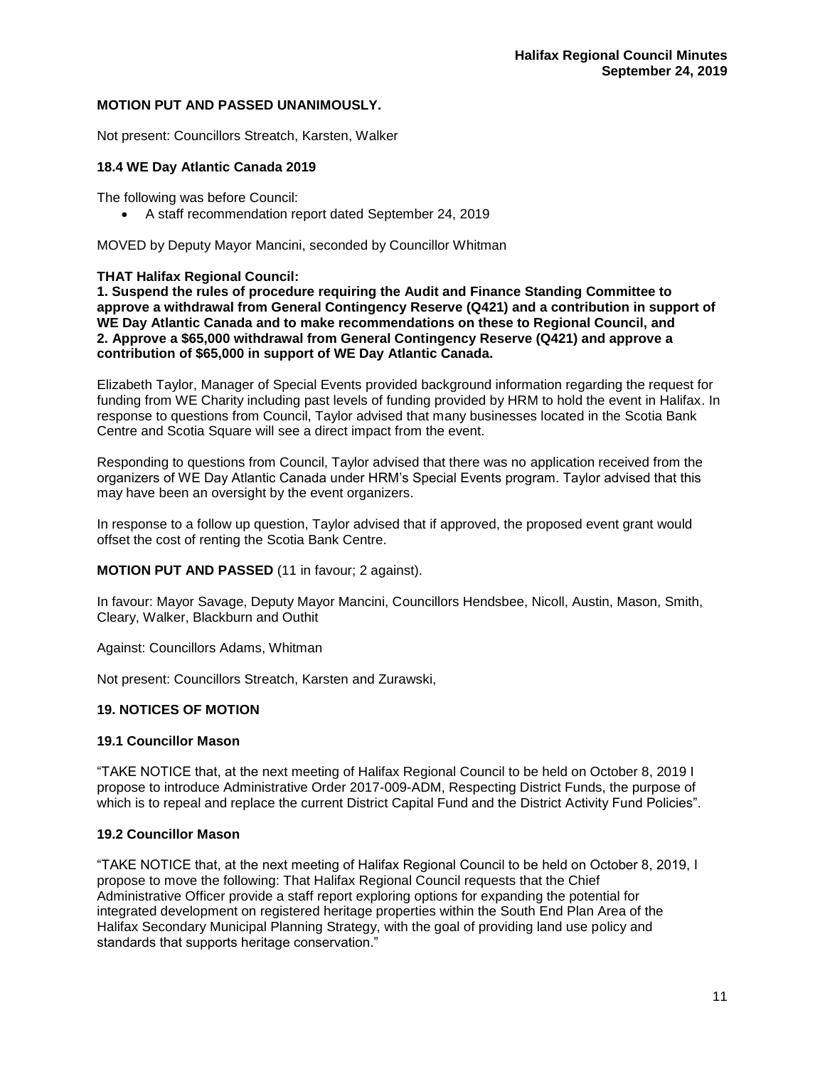**MOTION PUT AND PASSED UNANIMOUSLY.**

Not present: Councillors Streatch, Karsten, Walker

### 18.4 WE Day Atlantic Canada 2019

The following was before Council:

- A staff recommendation report dated September 24, 2019

MOVED by Deputy Mayor Mancini, seconded by Councillor Whitman

**THAT Halifax Regional Council:**
**1. Suspend the rules of procedure requiring the Audit and Finance Standing Committee to approve a withdrawal from General Contingency Reserve (Q421) and a contribution in support of WE Day Atlantic Canada and to make recommendations on these to Regional Council, and**
**2. Approve a $65,000 withdrawal from General Contingency Reserve (Q421) and approve a contribution of $65,000 in support of WE Day Atlantic Canada.**

Elizabeth Taylor, Manager of Special Events provided background information regarding the request for funding from WE Charity including past levels of funding provided by HRM to hold the event in Halifax. In response to questions from Council, Taylor advised that many businesses located in the Scotia Bank Centre and Scotia Square will see a direct impact from the event.

Responding to questions from Council, Taylor advised that there was no application received from the organizers of WE Day Atlantic Canada under HRM's Special Events program. Taylor advised that this may have been an oversight by the event organizers.

In response to a follow up question, Taylor advised that if approved, the proposed event grant would offset the cost of renting the Scotia Bank Centre.

**MOTION PUT AND PASSED** (11 in favour; 2 against).

In favour: Mayor Savage, Deputy Mayor Mancini, Councillors Hendsbee, Nicoll, Austin, Mason, Smith, Cleary, Walker, Blackburn and Outhit

Against: Councillors Adams, Whitman

Not present: Councillors Streatch, Karsten and Zurawski,

## 19. NOTICES OF MOTION

### 19.1 Councillor Mason

"TAKE NOTICE that, at the next meeting of Halifax Regional Council to be held on October 8, 2019 I propose to introduce Administrative Order 2017-009-ADM, Respecting District Funds, the purpose of which is to repeal and replace the current District Capital Fund and the District Activity Fund Policies".

### 19.2 Councillor Mason

"TAKE NOTICE that, at the next meeting of Halifax Regional Council to be held on October 8, 2019, I propose to move the following: That Halifax Regional Council requests that the Chief Administrative Officer provide a staff report exploring options for expanding the potential for integrated development on registered heritage properties within the South End Plan Area of the Halifax Secondary Municipal Planning Strategy, with the goal of providing land use policy and standards that supports heritage conservation."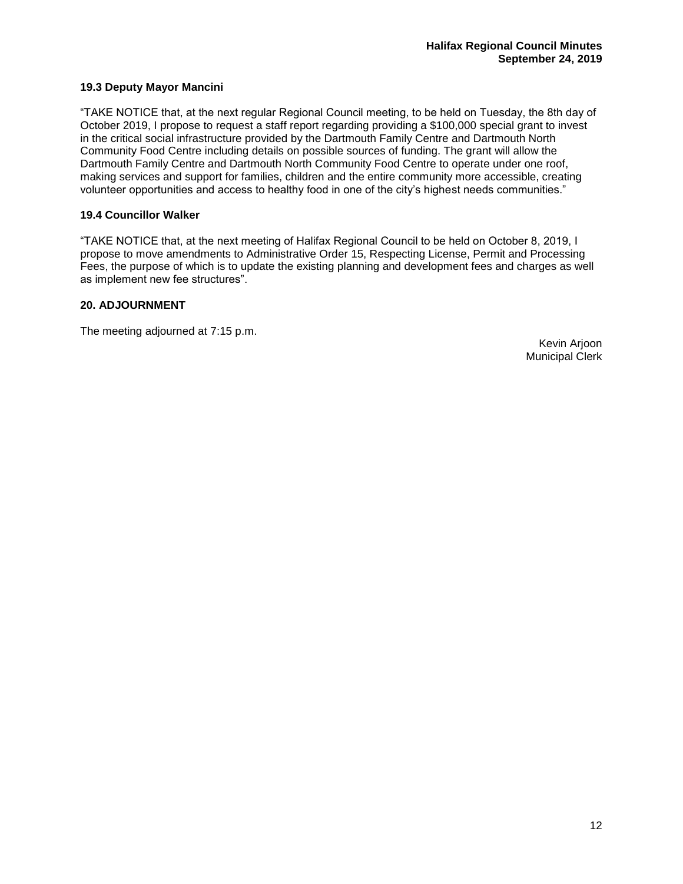### 19.3 Deputy Mayor Mancini

"TAKE NOTICE that, at the next regular Regional Council meeting, to be held on Tuesday, the 8th day of October 2019, I propose to request a staff report regarding providing a $100,000 special grant to invest in the critical social infrastructure provided by the Dartmouth Family Centre and Dartmouth North Community Food Centre including details on possible sources of funding. The grant will allow the Dartmouth Family Centre and Dartmouth North Community Food Centre to operate under one roof, making services and support for families, children and the entire community more accessible, creating volunteer opportunities and access to healthy food in one of the city's highest needs communities."

### 19.4 Councillor Walker

"TAKE NOTICE that, at the next meeting of Halifax Regional Council to be held on October 8, 2019, I propose to move amendments to Administrative Order 15, Respecting License, Permit and Processing Fees, the purpose of which is to update the existing planning and development fees and charges as well as implement new fee structures".

## 20. ADJOURNMENT

The meeting adjourned at 7:15 p.m.

Kevin Arjoon
Municipal Clerk